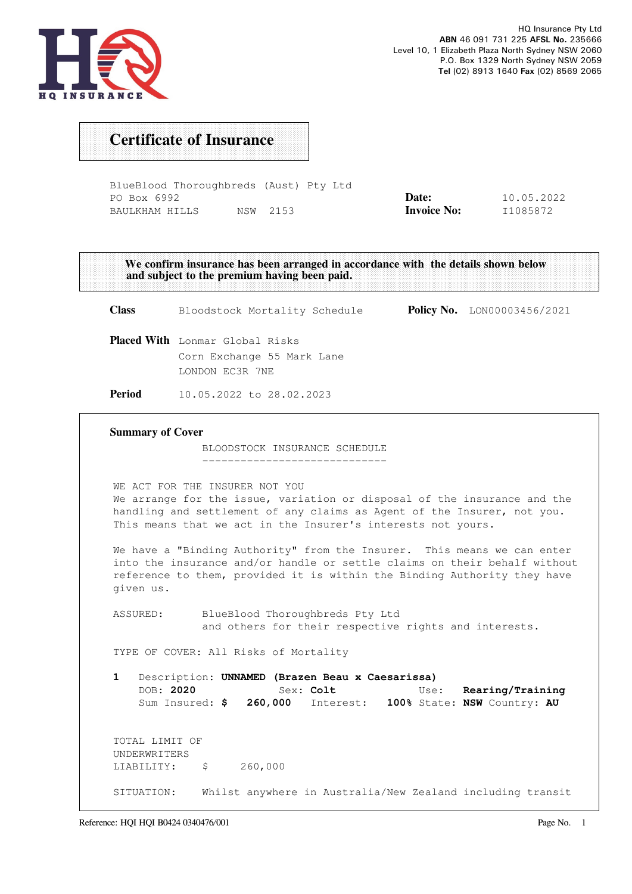HQ INSURANCE

HQ Insurance Pty Ltd
**ABN** 46 091 731 225 **AFSL No.** 235666
Level 10, 1 Elizabeth Plaza North Sydney NSW 2060
P.O. Box 1329 North Sydney NSW 2059
**Tel** (02) 8913 1640 **Fax** (02) 8569 2065

# Certificate of Insurance

BlueBlood Thoroughbreds (Aust) Pty Ltd
PO Box 6992
BAULKHAM HILLS NSW 2153

**Date:** 10.05.2022
**Invoice No:** I1085872

**We confirm insurance has been arranged in accordance with the details shown below and subject to the premium having been paid.**

**Class** Bloodstock Mortality Schedule

**Policy No.** LON00003456/2021

**Placed With** Lonmar Global Risks
Corn Exchange 55 Mark Lane
LONDON EC3R 7NE

**Period** 10.05.2022 to 28.02.2023

## Summary of Cover

BLOODSTOCK INSURANCE SCHEDULE

WE ACT FOR THE INSURER NOT YOU
We arrange for the issue, variation or disposal of the insurance and the handling and settlement of any claims as Agent of the Insurer, not you. This means that we act in the Insurer's interests not yours.

We have a "Binding Authority" from the Insurer. This means we can enter into the insurance and/or handle or settle claims on their behalf without reference to them, provided it is within the Binding Authority they have given us.

ASSURED: BlueBlood Thoroughbreds Pty Ltd
and others for their respective rights and interests.

TYPE OF COVER: All Risks of Mortality

1 Description: **UNNAMED (Brazen Beau x Caesarissa)**
DOB: **2020** Sex: **Colt** Use: **Rearing/Training**
Sum Insured: **$ 260,000** Interest: **100%** State: **NSW** Country: **AU**

TOTAL LIMIT OF UNDERWRITERS LIABILITY: $ 260,000

SITUATION: Whilst anywhere in Australia/New Zealand including transit

Reference: HQI HQI B0424 0340476/001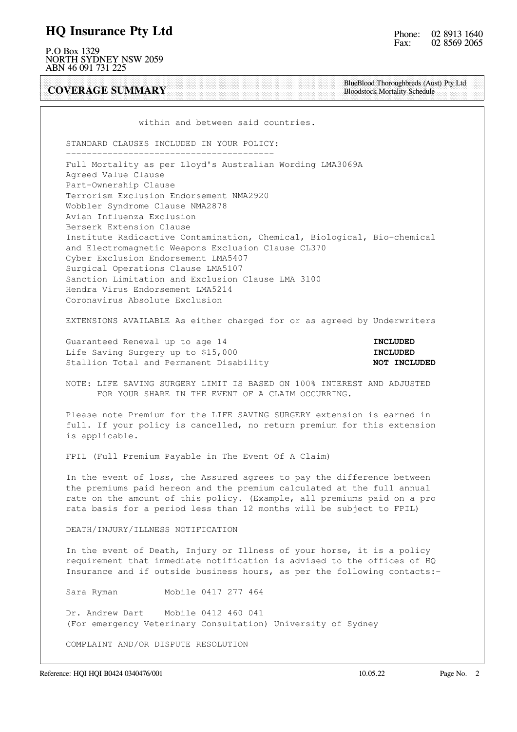within and between said countries.

STANDARD CLAUSES INCLUDED IN YOUR POLICY:

- Full Mortality as per Lloyd's Australian Wording LMA3069A
- Agreed Value Clause
- Part-Ownership Clause
- Terrorism Exclusion Endorsement NMA2920
- Wobbler Syndrome Clause NMA2878
- Avian Influenza Exclusion
- Berserk Extension Clause
- Institute Radioactive Contamination, Chemical, Biological, Bio-chemical and Electromagnetic Weapons Exclusion Clause CL370
- Cyber Exclusion Endorsement LMA5407
- Surgical Operations Clause LMA5107
- Sanction Limitation and Exclusion Clause LMA 3100
- Hendra Virus Endorsement LMA5214
- Coronavirus Absolute Exclusion

EXTENSIONS AVAILABLE As either charged for or as agreed by Underwriters

| Extension | Status |
|---|---|
| Guaranteed Renewal up to age 14 | **INCLUDED** |
| Life Saving Surgery up to $15,000 | **INCLUDED** |
| Stallion Total and Permanent Disability | **NOT INCLUDED** |

NOTE: LIFE SAVING SURGERY LIMIT IS BASED ON 100% INTEREST AND ADJUSTED FOR YOUR SHARE IN THE EVENT OF A CLAIM OCCURRING.

Please note Premium for the LIFE SAVING SURGERY extension is earned in full. If your policy is cancelled, no return premium for this extension is applicable.

FPIL (Full Premium Payable in The Event Of A Claim)

In the event of loss, the Assured agrees to pay the difference between the premiums paid hereon and the premium calculated at the full annual rate on the amount of this policy. (Example, all premiums paid on a pro rata basis for a period less than 12 months will be subject to FPIL)

DEATH/INJURY/ILLNESS NOTIFICATION

In the event of Death, Injury or Illness of your horse, it is a policy requirement that immediate notification is advised to the offices of HQ Insurance and if outside business hours, as per the following contacts:-

Sara Ryman Mobile 0417 277 464

Dr. Andrew Dart Mobile 0412 460 041
(For emergency Veterinary Consultation) University of Sydney

COMPLAINT AND/OR DISPUTE RESOLUTION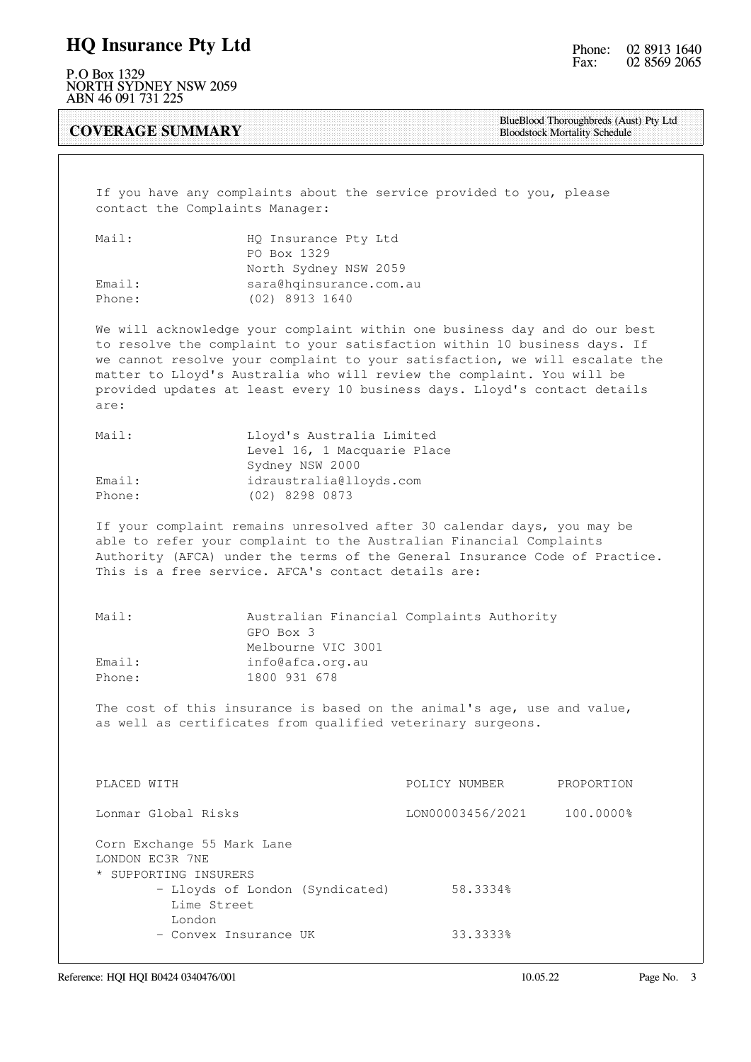# HQ Insurance Pty Ltd

P.O Box 1329
NORTH SYDNEY NSW 2059
ABN 46 091 731 225

Phone: 02 8913 1640
Fax: 02 8569 2065

## COVERAGE SUMMARY

BlueBlood Thoroughbreds (Aust) Pty Ltd
Bloodstock Mortality Schedule

If you have any complaints about the service provided to you, please contact the Complaints Manager:

| | |
|---|---|
| Mail: | HQ Insurance Pty Ltd<br>PO Box 1329<br>North Sydney NSW 2059 |
| Email: | sara@hqinsurance.com.au |
| Phone: | (02) 8913 1640 |

We will acknowledge your complaint within one business day and do our best to resolve the complaint to your satisfaction within 10 business days. If we cannot resolve your complaint to your satisfaction, we will escalate the matter to Lloyd's Australia who will review the complaint. You will be provided updates at least every 10 business days. Lloyd's contact details are:

| | |
|---|---|
| Mail: | Lloyd's Australia Limited<br>Level 16, 1 Macquarie Place<br>Sydney NSW 2000 |
| Email: | idraustralia@lloyds.com |
| Phone: | (02) 8298 0873 |

If your complaint remains unresolved after 30 calendar days, you may be able to refer your complaint to the Australian Financial Complaints Authority (AFCA) under the terms of the General Insurance Code of Practice. This is a free service. AFCA's contact details are:

| | |
|---|---|
| Mail: | Australian Financial Complaints Authority<br>GPO Box 3<br>Melbourne VIC 3001 |
| Email: | info@afca.org.au |
| Phone: | 1800 931 678 |

The cost of this insurance is based on the animal's age, use and value, as well as certificates from qualified veterinary surgeons.

| PLACED WITH | POLICY NUMBER | PROPORTION |
|---|---|---|
| Lonmar Global Risks | LON00003456/2021 | 100.0000% |

Corn Exchange 55 Mark Lane
LONDON EC3R 7NE

* SUPPORTING INSURERS
  - Lloyds of London (Syndicated) 58.3334%
    Lime Street
    London
  - Convex Insurance UK 33.3333%

Reference: HQI HQI B0424 0340476/001 10.05.22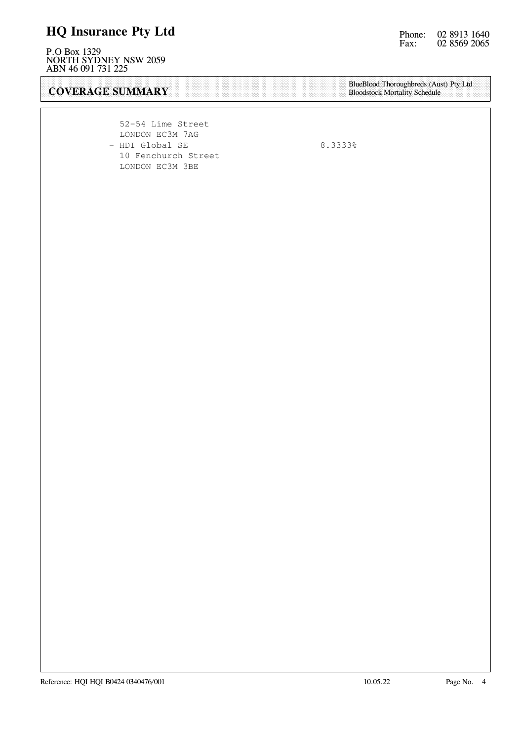## COVERAGE SUMMARY

BlueBlood Thoroughbreds (Aust) Pty Ltd
Bloodstock Mortality Schedule

| | |
|---|---|
| 52-54 Lime Street<br>LONDON EC3M 7AG | |
| - HDI Global SE<br>10 Fenchurch Street<br>LONDON EC3M 3BE | 8.3333% |

Reference: HQI HQI B0424 0340476/001 10.05.22